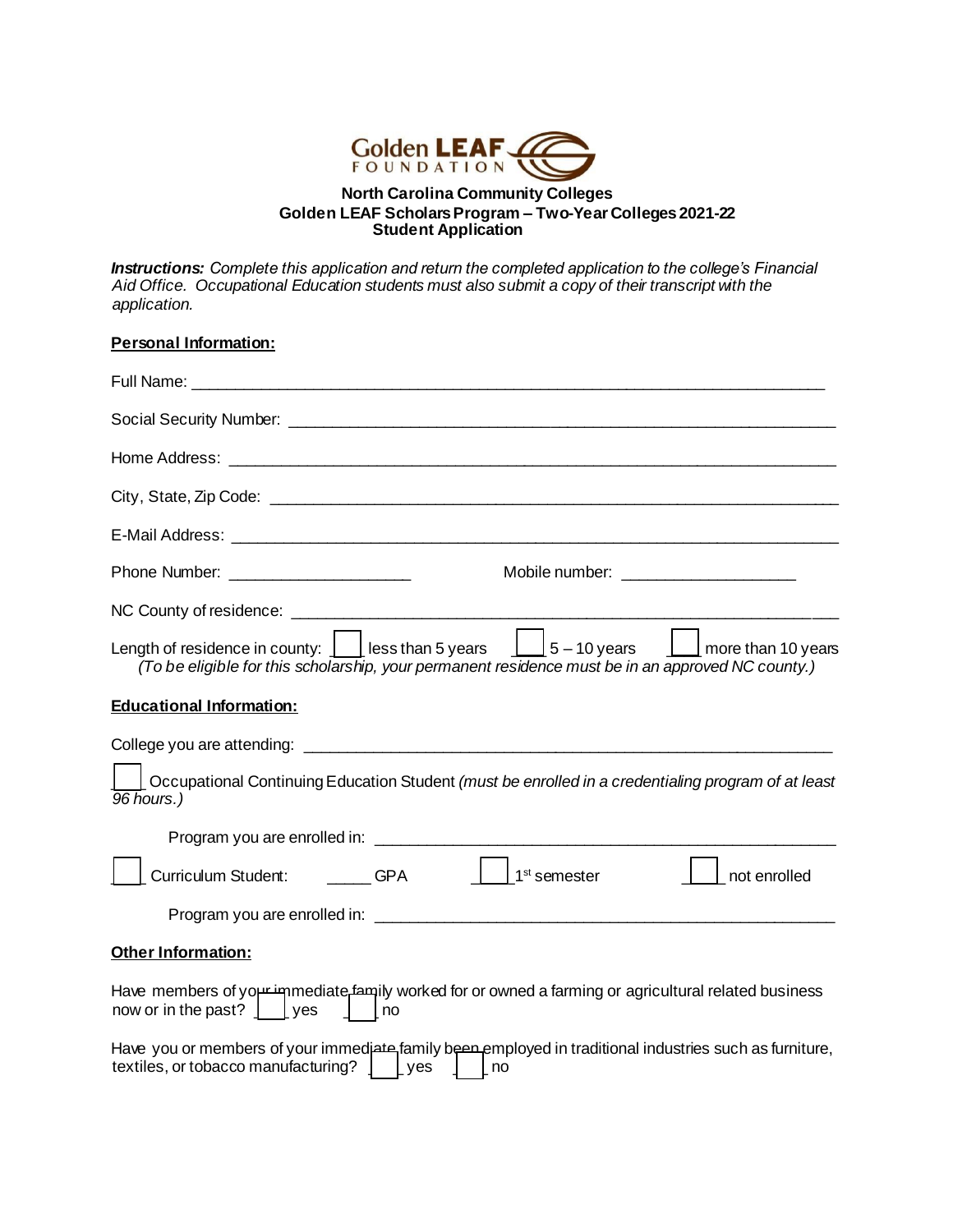Golden LEAF FOUNDATION

**North Carolina Community Colleges**
**Golden LEAF Scholars Program – Two-Year Colleges 2021-22**
**Student Application**

***Instructions:*** *Complete this application and return the completed application to the college's Financial Aid Office. Occupational Education students must also submit a copy of their transcript with the application.*

**Personal Information:**

Full Name: ______________________________________________________________

Social Security Number: ____________________________________________________

Home Address: __________________________________________________________

City, State, Zip Code: _____________________________________________________

E-Mail Address: _________________________________________________________

Phone Number: ____________________ Mobile number: ____________________

NC County of residence: ___________________________________________________

Length of residence in county: ☐ less than 5 years ☐ 5 – 10 years ☐ more than 10 years
*(To be eligible for this scholarship, your permanent residence must be in an approved NC county.)*

**Educational Information:**

College you are attending: __________________________________________________

☐ Occupational Continuing Education Student *(must be enrolled in a credentialing program of at least 96 hours.)*

Program you are enrolled in: ______________________________________________

☐ Curriculum Student: _____ GPA ☐ 1st semester ☐ not enrolled

Program you are enrolled in: ______________________________________________

**Other Information:**

Have members of your immediate family worked for or owned a farming or agricultural related business now or in the past? ☐ yes ☐ no

Have you or members of your immediate family been employed in traditional industries such as furniture, textiles, or tobacco manufacturing? ☐ yes ☐ no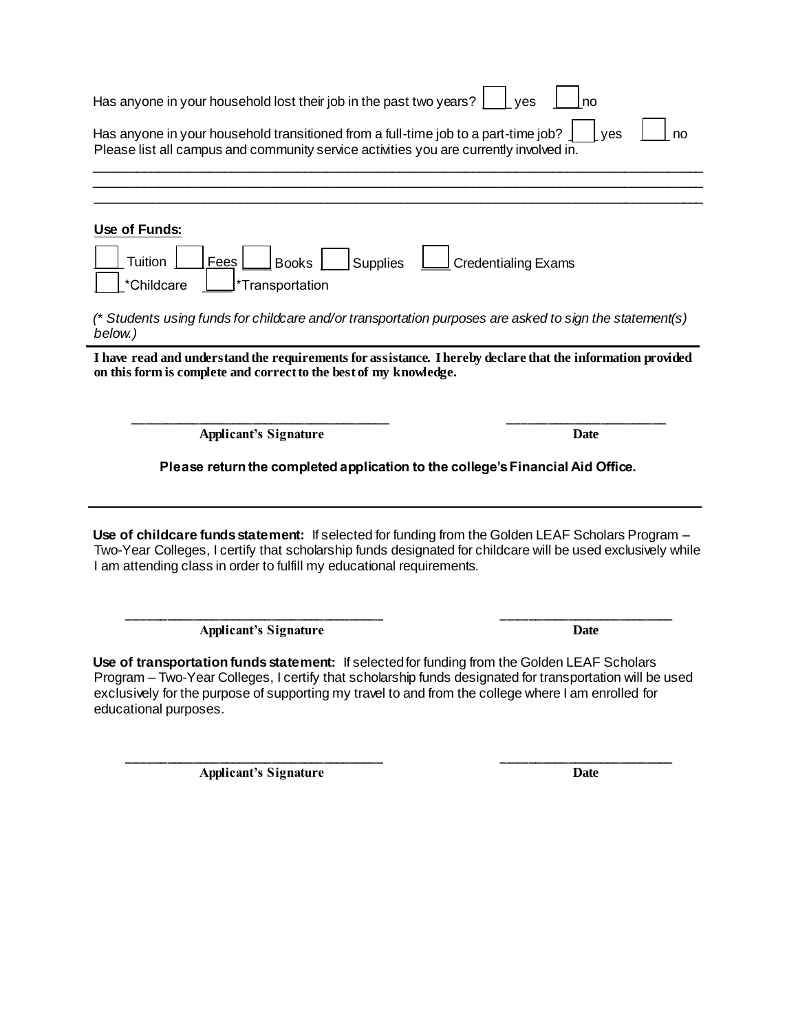Has anyone in your household lost their job in the past two years? ☐ yes ☐ no

Has anyone in your household transitioned from a full-time job to a part-time job? ☐ yes ☐ no

Please list all campus and community service activities you are currently involved in.

______________________________________________________________________________

______________________________________________________________________________

______________________________________________________________________________

**Use of Funds:**

☐ Tuition ☐ Fees ☐ Books ☐ Supplies ☐ Credentialing Exams

☐ *Childcare ☐ *Transportation

*(* Students using funds for childcare and/or transportation purposes are asked to sign the statement(s) below.)*

---

**I have read and understand the requirements for assistance. I hereby declare that the information provided on this form is complete and correct to the best of my knowledge.**

_____________________________________ _______________________

**Applicant's Signature** **Date**

**Please return the completed application to the college's Financial Aid Office.**

---

**Use of childcare funds statement:** If selected for funding from the Golden LEAF Scholars Program – Two-Year Colleges, I certify that scholarship funds designated for childcare will be used exclusively while I am attending class in order to fulfill my educational requirements.

_____________________________________ _______________________

**Applicant's Signature** **Date**

**Use of transportation funds statement:** If selected for funding from the Golden LEAF Scholars Program – Two-Year Colleges, I certify that scholarship funds designated for transportation will be used exclusively for the purpose of supporting my travel to and from the college where I am enrolled for educational purposes.

_____________________________________ _______________________

**Applicant's Signature** **Date**